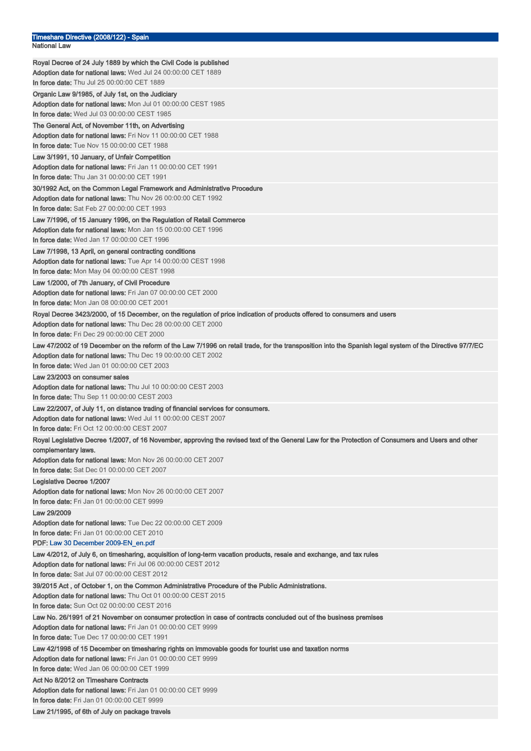# Timeshare Directive (2008/122) - Spain

## National Law

**Royal Decree of 24 July 1889 by which the Civil Code is published**
**Adoption date for national laws:** Wed Jul 24 00:00:00 CET 1889
**In force date:** Thu Jul 25 00:00:00 CET 1889

**Organic Law 9/1985, of July 1st, on the Judiciary**
**Adoption date for national laws:** Mon Jul 01 00:00:00 CEST 1985
**In force date:** Wed Jul 03 00:00:00 CEST 1985

**The General Act, of November 11th, on Advertising**
**Adoption date for national laws:** Fri Nov 11 00:00:00 CET 1988
**In force date:** Tue Nov 15 00:00:00 CET 1988

**Law 3/1991, 10 January, of Unfair Competition**
**Adoption date for national laws:** Fri Jan 11 00:00:00 CET 1991
**In force date:** Thu Jan 31 00:00:00 CET 1991

**30/1992 Act, on the Common Legal Framework and Administrative Procedure**
**Adoption date for national laws:** Thu Nov 26 00:00:00 CET 1992
**In force date:** Sat Feb 27 00:00:00 CET 1993

**Law 7/1996, of 15 January 1996, on the Regulation of Retail Commerce**
**Adoption date for national laws:** Mon Jan 15 00:00:00 CET 1996
**In force date:** Wed Jan 17 00:00:00 CET 1996

**Law 7/1998, 13 April, on general contracting conditions**
**Adoption date for national laws:** Tue Apr 14 00:00:00 CEST 1998
**In force date:** Mon May 04 00:00:00 CEST 1998

**Law 1/2000, of 7th January, of Civil Procedure**
**Adoption date for national laws:** Fri Jan 07 00:00:00 CET 2000
**In force date:** Mon Jan 08 00:00:00 CET 2001

**Royal Decree 3423/2000, of 15 December, on the regulation of price indication of products offered to consumers and users**
**Adoption date for national laws:** Thu Dec 28 00:00:00 CET 2000
**In force date:** Fri Dec 29 00:00:00 CET 2000

**Law 47/2002 of 19 December on the reform of the Law 7/1996 on retail trade, for the transposition into the Spanish legal system of the Directive 97/7/EC**
**Adoption date for national laws:** Thu Dec 19 00:00:00 CET 2002
**In force date:** Wed Jan 01 00:00:00 CET 2003

**Law 23/2003 on consumer sales**
**Adoption date for national laws:** Thu Jul 10 00:00:00 CEST 2003
**In force date:** Thu Sep 11 00:00:00 CEST 2003

**Law 22/2007, of July 11, on distance trading of financial services for consumers.**
**Adoption date for national laws:** Wed Jul 11 00:00:00 CEST 2007
**In force date:** Fri Oct 12 00:00:00 CEST 2007

**Royal Legislative Decree 1/2007, of 16 November, approving the revised text of the General Law for the Protection of Consumers and Users and other complementary laws.**
**Adoption date for national laws:** Mon Nov 26 00:00:00 CET 2007
**In force date:** Sat Dec 01 00:00:00 CET 2007

**Legislative Decree 1/2007**
**Adoption date for national laws:** Mon Nov 26 00:00:00 CET 2007
**In force date:** Fri Jan 01 00:00:00 CET 9999

**Law 29/2009**
**Adoption date for national laws:** Tue Dec 22 00:00:00 CET 2009
**In force date:** Fri Jan 01 00:00:00 CET 2010
**PDF:** Law 30 December 2009-EN_en.pdf

**Law 4/2012, of July 6, on timesharing, acquisition of long-term vacation products, resale and exchange, and tax rules**
**Adoption date for national laws:** Fri Jul 06 00:00:00 CEST 2012
**In force date:** Sat Jul 07 00:00:00 CEST 2012

**39/2015 Act , of October 1, on the Common Administrative Procedure of the Public Administrations.**
**Adoption date for national laws:** Thu Oct 01 00:00:00 CEST 2015
**In force date:** Sun Oct 02 00:00:00 CEST 2016

**Law No. 26/1991 of 21 November on consumer protection in case of contracts concluded out of the business premises**
**Adoption date for national laws:** Fri Jan 01 00:00:00 CET 9999
**In force date:** Tue Dec 17 00:00:00 CET 1991

**Law 42/1998 of 15 December on timesharing rights on immovable goods for tourist use and taxation norms**
**Adoption date for national laws:** Fri Jan 01 00:00:00 CET 9999
**In force date:** Wed Jan 06 00:00:00 CET 1999

**Act No 8/2012 on Timeshare Contracts**
**Adoption date for national laws:** Fri Jan 01 00:00:00 CET 9999
**In force date:** Fri Jan 01 00:00:00 CET 9999

**Law 21/1995, of 6th of July on package travels**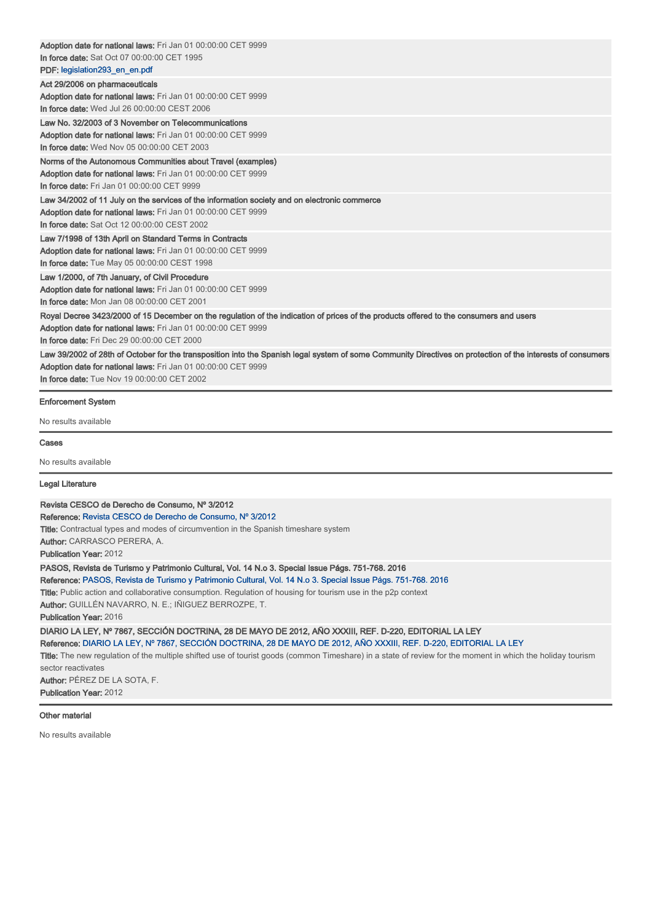**Adoption date for national laws:** Fri Jan 01 00:00:00 CET 9999
**In force date:** Sat Oct 07 00:00:00 CET 1995
**PDF:** legislation293_en_en.pdf

**Act 29/2006 on pharmaceuticals**
**Adoption date for national laws:** Fri Jan 01 00:00:00 CET 9999
**In force date:** Wed Jul 26 00:00:00 CEST 2006

**Law No. 32/2003 of 3 November on Telecommunications**
**Adoption date for national laws:** Fri Jan 01 00:00:00 CET 9999
**In force date:** Wed Nov 05 00:00:00 CET 2003

**Norms of the Autonomous Communities about Travel (examples)**
**Adoption date for national laws:** Fri Jan 01 00:00:00 CET 9999
**In force date:** Fri Jan 01 00:00:00 CET 9999

**Law 34/2002 of 11 July on the services of the information society and on electronic commerce**
**Adoption date for national laws:** Fri Jan 01 00:00:00 CET 9999
**In force date:** Sat Oct 12 00:00:00 CEST 2002

**Law 7/1998 of 13th April on Standard Terms in Contracts**
**Adoption date for national laws:** Fri Jan 01 00:00:00 CET 9999
**In force date:** Tue May 05 00:00:00 CEST 1998

**Law 1/2000, of 7th January, of Civil Procedure**
**Adoption date for national laws:** Fri Jan 01 00:00:00 CET 9999
**In force date:** Mon Jan 08 00:00:00 CET 2001

**Royal Decree 3423/2000 of 15 December on the regulation of the indication of prices of the products offered to the consumers and users**
**Adoption date for national laws:** Fri Jan 01 00:00:00 CET 9999
**In force date:** Fri Dec 29 00:00:00 CET 2000

**Law 39/2002 of 28th of October for the transposition into the Spanish legal system of some Community Directives on protection of the interests of consumers**
**Adoption date for national laws:** Fri Jan 01 00:00:00 CET 9999
**In force date:** Tue Nov 19 00:00:00 CET 2002

## Enforcement System

No results available

## Cases

No results available

## Legal Literature

**Revista CESCO de Derecho de Consumo, Nº 3/2012**
**Reference:** Revista CESCO de Derecho de Consumo, Nº 3/2012
**Title:** Contractual types and modes of circumvention in the Spanish timeshare system
**Author:** CARRASCO PERERA, A.
**Publication Year:** 2012

**PASOS, Revista de Turismo y Patrimonio Cultural, Vol. 14 N.o 3. Special Issue Págs. 751-768. 2016**
**Reference:** PASOS, Revista de Turismo y Patrimonio Cultural, Vol. 14 N.o 3. Special Issue Págs. 751-768. 2016
**Title:** Public action and collaborative consumption. Regulation of housing for tourism use in the p2p context
**Author:** GUILLÉN NAVARRO, N. E.; IÑIGUEZ BERROZPE, T.
**Publication Year:** 2016

**DIARIO LA LEY, Nº 7867, SECCIÓN DOCTRINA, 28 DE MAYO DE 2012, AÑO XXXIII, REF. D-220, EDITORIAL LA LEY**
**Reference:** DIARIO LA LEY, Nº 7867, SECCIÓN DOCTRINA, 28 DE MAYO DE 2012, AÑO XXXIII, REF. D-220, EDITORIAL LA LEY
**Title:** The new regulation of the multiple shifted use of tourist goods (common Timeshare) in a state of review for the moment in which the holiday tourism sector reactivates
**Author:** PÉREZ DE LA SOTA, F.
**Publication Year:** 2012

## Other material

No results available